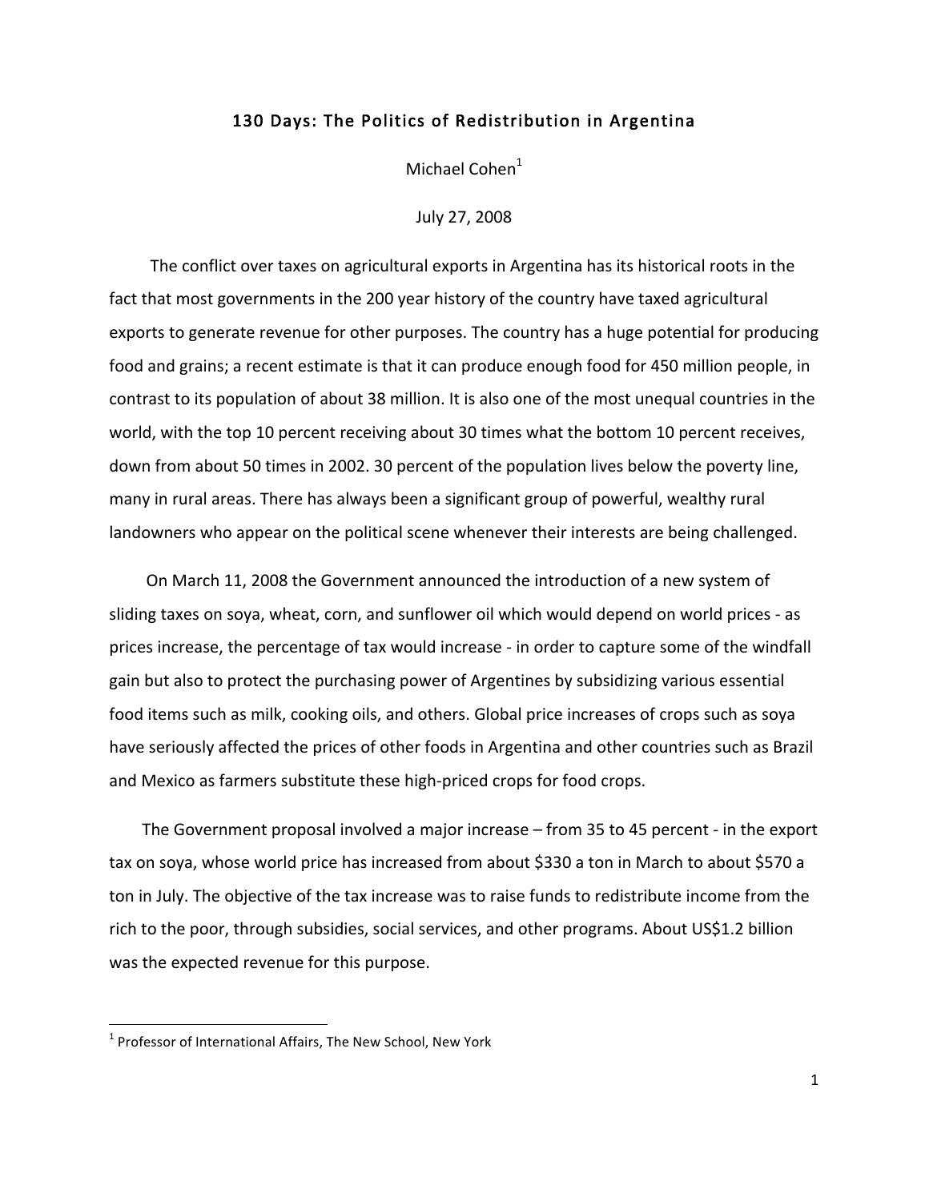# 130 Days: The Politics of Redistribution in Argentina

Michael Cohen[1]

July 27, 2008

The conflict over taxes on agricultural exports in Argentina has its historical roots in the fact that most governments in the 200 year history of the country have taxed agricultural exports to generate revenue for other purposes. The country has a huge potential for producing food and grains; a recent estimate is that it can produce enough food for 450 million people, in contrast to its population of about 38 million. It is also one of the most unequal countries in the world, with the top 10 percent receiving about 30 times what the bottom 10 percent receives, down from about 50 times in 2002. 30 percent of the population lives below the poverty line, many in rural areas. There has always been a significant group of powerful, wealthy rural landowners who appear on the political scene whenever their interests are being challenged.

On March 11, 2008 the Government announced the introduction of a new system of sliding taxes on soya, wheat, corn, and sunflower oil which would depend on world prices - as prices increase, the percentage of tax would increase - in order to capture some of the windfall gain but also to protect the purchasing power of Argentines by subsidizing various essential food items such as milk, cooking oils, and others. Global price increases of crops such as soya have seriously affected the prices of other foods in Argentina and other countries such as Brazil and Mexico as farmers substitute these high-priced crops for food crops.

The Government proposal involved a major increase – from 35 to 45 percent - in the export tax on soya, whose world price has increased from about $330 a ton in March to about $570 a ton in July. The objective of the tax increase was to raise funds to redistribute income from the rich to the poor, through subsidies, social services, and other programs. About US$1.2 billion was the expected revenue for this purpose.

---

[1] Professor of International Affairs, The New School, New York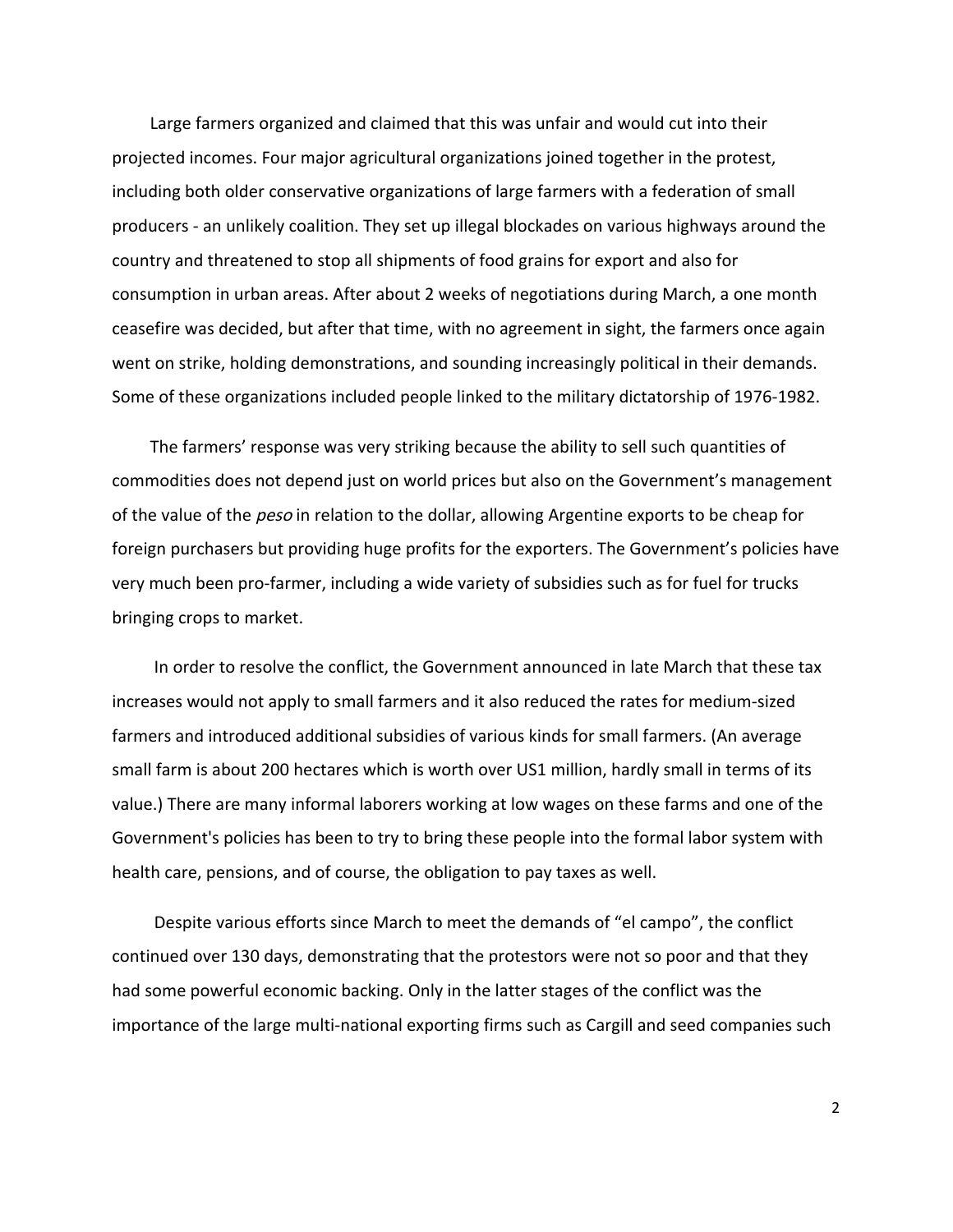Large farmers organized and claimed that this was unfair and would cut into their projected incomes. Four major agricultural organizations joined together in the protest, including both older conservative organizations of large farmers with a federation of small producers - an unlikely coalition. They set up illegal blockades on various highways around the country and threatened to stop all shipments of food grains for export and also for consumption in urban areas. After about 2 weeks of negotiations during March, a one month ceasefire was decided, but after that time, with no agreement in sight, the farmers once again went on strike, holding demonstrations, and sounding increasingly political in their demands. Some of these organizations included people linked to the military dictatorship of 1976-1982.

The farmers' response was very striking because the ability to sell such quantities of commodities does not depend just on world prices but also on the Government's management of the value of the *peso* in relation to the dollar, allowing Argentine exports to be cheap for foreign purchasers but providing huge profits for the exporters. The Government's policies have very much been pro-farmer, including a wide variety of subsidies such as for fuel for trucks bringing crops to market.

In order to resolve the conflict, the Government announced in late March that these tax increases would not apply to small farmers and it also reduced the rates for medium-sized farmers and introduced additional subsidies of various kinds for small farmers. (An average small farm is about 200 hectares which is worth over US1 million, hardly small in terms of its value.) There are many informal laborers working at low wages on these farms and one of the Government's policies has been to try to bring these people into the formal labor system with health care, pensions, and of course, the obligation to pay taxes as well.

Despite various efforts since March to meet the demands of "el campo", the conflict continued over 130 days, demonstrating that the protestors were not so poor and that they had some powerful economic backing. Only in the latter stages of the conflict was the importance of the large multi-national exporting firms such as Cargill and seed companies such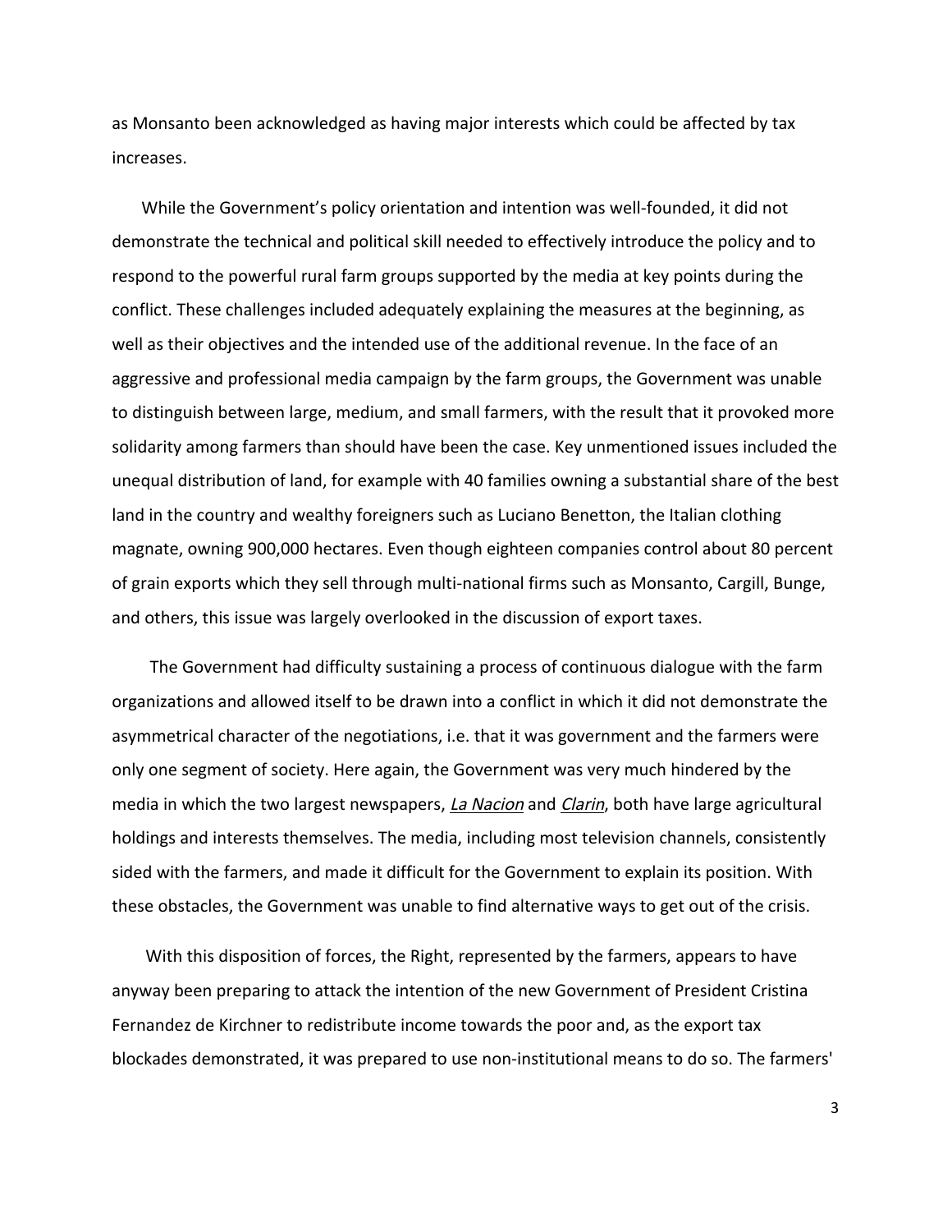as Monsanto been acknowledged as having major interests which could be affected by tax increases.

While the Government's policy orientation and intention was well-founded, it did not demonstrate the technical and political skill needed to effectively introduce the policy and to respond to the powerful rural farm groups supported by the media at key points during the conflict. These challenges included adequately explaining the measures at the beginning, as well as their objectives and the intended use of the additional revenue. In the face of an aggressive and professional media campaign by the farm groups, the Government was unable to distinguish between large, medium, and small farmers, with the result that it provoked more solidarity among farmers than should have been the case. Key unmentioned issues included the unequal distribution of land, for example with 40 families owning a substantial share of the best land in the country and wealthy foreigners such as Luciano Benetton, the Italian clothing magnate, owning 900,000 hectares. Even though eighteen companies control about 80 percent of grain exports which they sell through multi-national firms such as Monsanto, Cargill, Bunge, and others, this issue was largely overlooked in the discussion of export taxes.

The Government had difficulty sustaining a process of continuous dialogue with the farm organizations and allowed itself to be drawn into a conflict in which it did not demonstrate the asymmetrical character of the negotiations, i.e. that it was government and the farmers were only one segment of society. Here again, the Government was very much hindered by the media in which the two largest newspapers, _La Nacion_ and _Clarin_, both have large agricultural holdings and interests themselves. The media, including most television channels, consistently sided with the farmers, and made it difficult for the Government to explain its position. With these obstacles, the Government was unable to find alternative ways to get out of the crisis.

With this disposition of forces, the Right, represented by the farmers, appears to have anyway been preparing to attack the intention of the new Government of President Cristina Fernandez de Kirchner to redistribute income towards the poor and, as the export tax blockades demonstrated, it was prepared to use non-institutional means to do so. The farmers'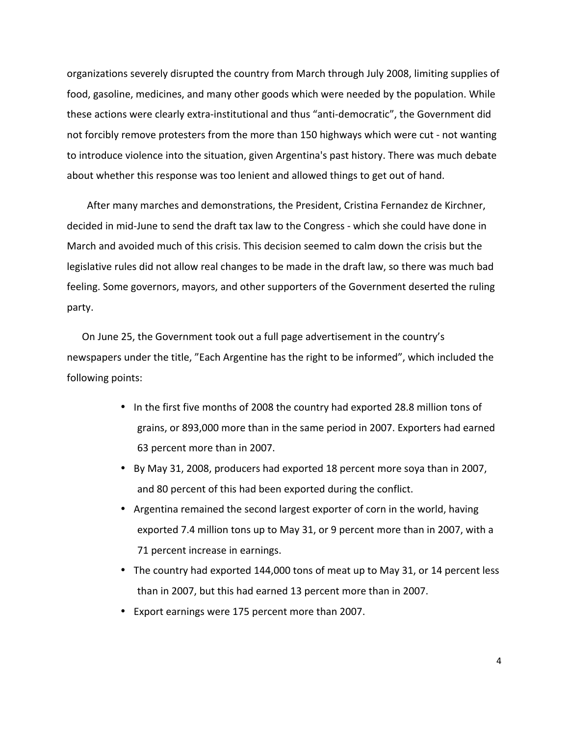organizations severely disrupted the country from March through July 2008, limiting supplies of food, gasoline, medicines, and many other goods which were needed by the population. While these actions were clearly extra-institutional and thus “anti-democratic”, the Government did not forcibly remove protesters from the more than 150 highways which were cut - not wanting to introduce violence into the situation, given Argentina's past history. There was much debate about whether this response was too lenient and allowed things to get out of hand.

After many marches and demonstrations, the President, Cristina Fernandez de Kirchner, decided in mid-June to send the draft tax law to the Congress - which she could have done in March and avoided much of this crisis. This decision seemed to calm down the crisis but the legislative rules did not allow real changes to be made in the draft law, so there was much bad feeling. Some governors, mayors, and other supporters of the Government deserted the ruling party.

On June 25, the Government took out a full page advertisement in the country’s newspapers under the title, ”Each Argentine has the right to be informed”, which included the following points:

- In the first five months of 2008 the country had exported 28.8 million tons of grains, or 893,000 more than in the same period in 2007. Exporters had earned 63 percent more than in 2007.
- By May 31, 2008, producers had exported 18 percent more soya than in 2007, and 80 percent of this had been exported during the conflict.
- Argentina remained the second largest exporter of corn in the world, having exported 7.4 million tons up to May 31, or 9 percent more than in 2007, with a 71 percent increase in earnings.
- The country had exported 144,000 tons of meat up to May 31, or 14 percent less than in 2007, but this had earned 13 percent more than in 2007.
- Export earnings were 175 percent more than 2007.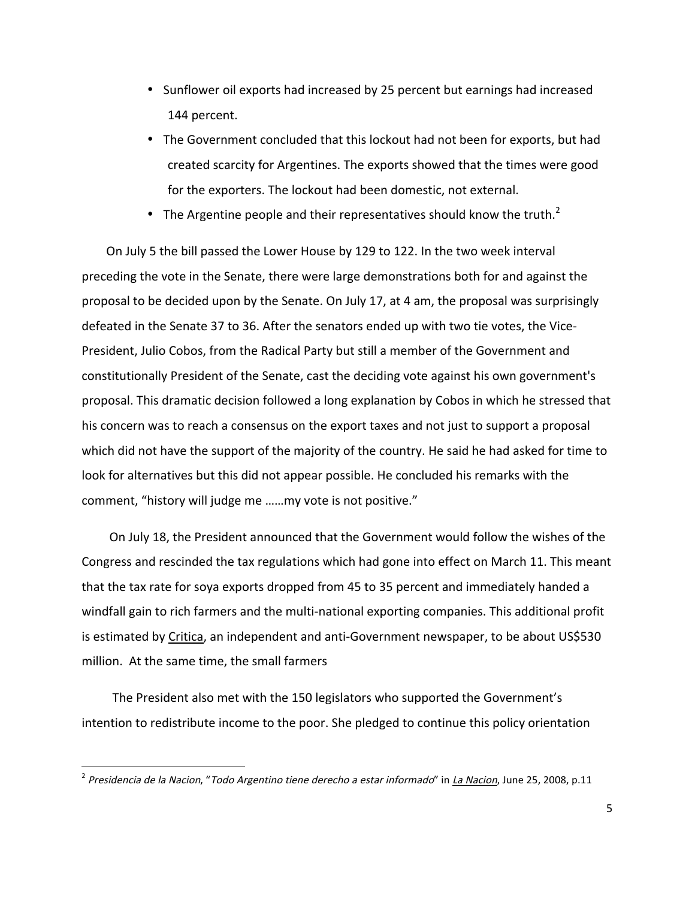- Sunflower oil exports had increased by 25 percent but earnings had increased 144 percent.
- The Government concluded that this lockout had not been for exports, but had created scarcity for Argentines. The exports showed that the times were good for the exporters. The lockout had been domestic, not external.
- The Argentine people and their representatives should know the truth.[2]

On July 5 the bill passed the Lower House by 129 to 122. In the two week interval preceding the vote in the Senate, there were large demonstrations both for and against the proposal to be decided upon by the Senate. On July 17, at 4 am, the proposal was surprisingly defeated in the Senate 37 to 36. After the senators ended up with two tie votes, the Vice-President, Julio Cobos, from the Radical Party but still a member of the Government and constitutionally President of the Senate, cast the deciding vote against his own government's proposal. This dramatic decision followed a long explanation by Cobos in which he stressed that his concern was to reach a consensus on the export taxes and not just to support a proposal which did not have the support of the majority of the country. He said he had asked for time to look for alternatives but this did not appear possible. He concluded his remarks with the comment, "history will judge me ……my vote is not positive."

On July 18, the President announced that the Government would follow the wishes of the Congress and rescinded the tax regulations which had gone into effect on March 11. This meant that the tax rate for soya exports dropped from 45 to 35 percent and immediately handed a windfall gain to rich farmers and the multi-national exporting companies. This additional profit is estimated by Critica, an independent and anti-Government newspaper, to be about US$530 million. At the same time, the small farmers

The President also met with the 150 legislators who supported the Government's intention to redistribute income to the poor. She pledged to continue this policy orientation

[2] *Presidencia de la Nacion*, "*Todo Argentino tiene derecho a estar informado*" in *La Nacion*, June 25, 2008, p.11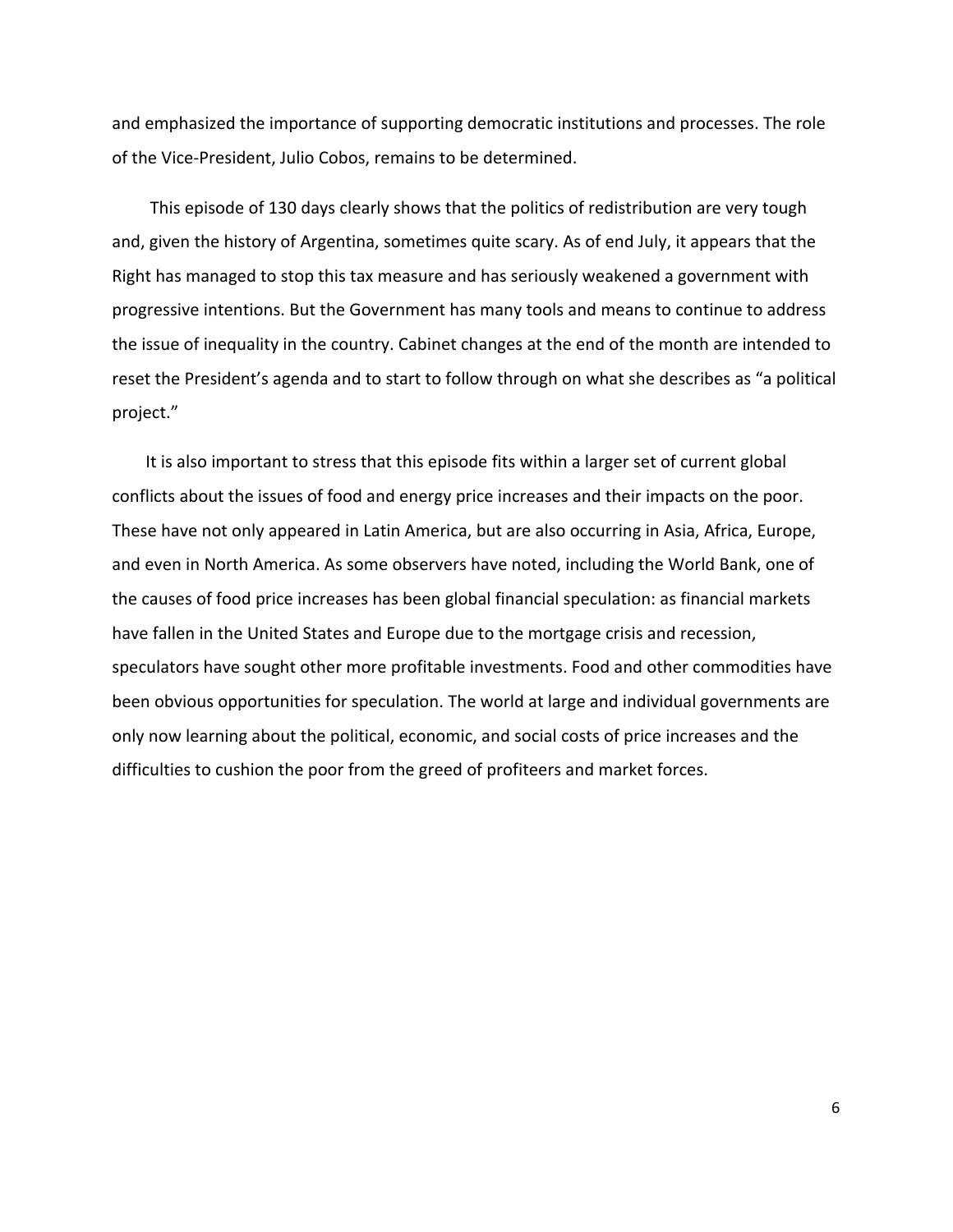and emphasized the importance of supporting democratic institutions and processes. The role of the Vice-President, Julio Cobos, remains to be determined.

This episode of 130 days clearly shows that the politics of redistribution are very tough and, given the history of Argentina, sometimes quite scary. As of end July, it appears that the Right has managed to stop this tax measure and has seriously weakened a government with progressive intentions. But the Government has many tools and means to continue to address the issue of inequality in the country. Cabinet changes at the end of the month are intended to reset the President's agenda and to start to follow through on what she describes as "a political project."

It is also important to stress that this episode fits within a larger set of current global conflicts about the issues of food and energy price increases and their impacts on the poor. These have not only appeared in Latin America, but are also occurring in Asia, Africa, Europe, and even in North America. As some observers have noted, including the World Bank, one of the causes of food price increases has been global financial speculation: as financial markets have fallen in the United States and Europe due to the mortgage crisis and recession, speculators have sought other more profitable investments. Food and other commodities have been obvious opportunities for speculation. The world at large and individual governments are only now learning about the political, economic, and social costs of price increases and the difficulties to cushion the poor from the greed of profiteers and market forces.